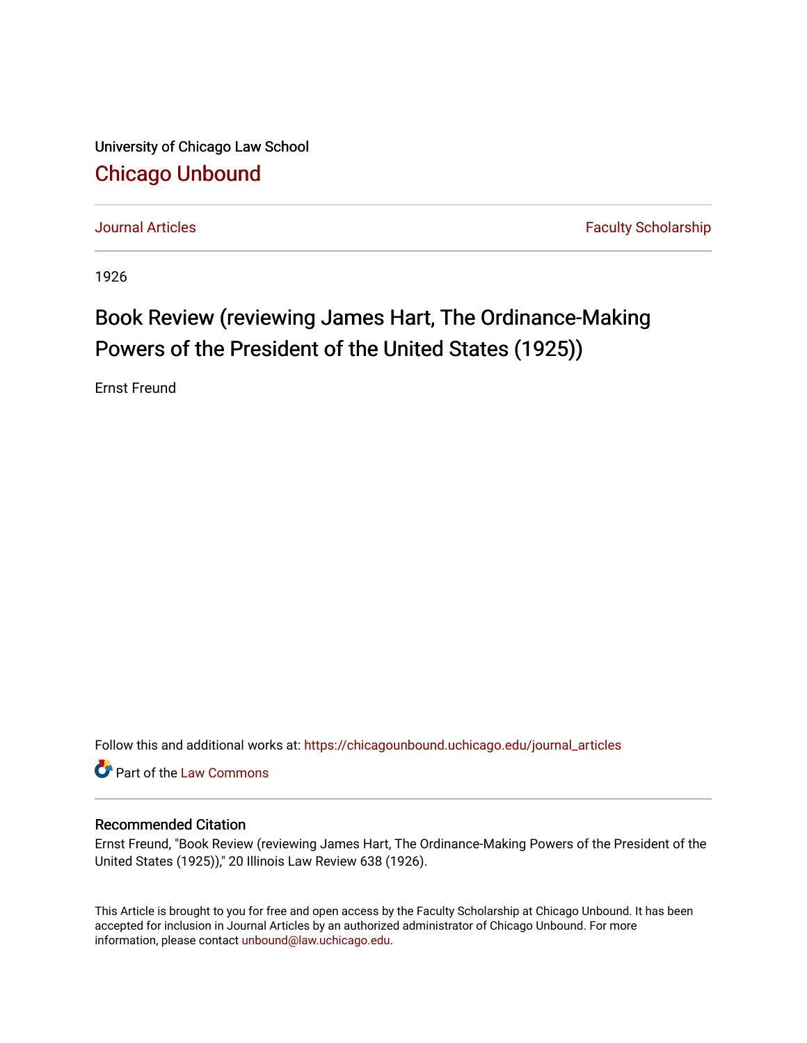University of Chicago Law School

## Chicago Unbound

Journal Articles | Faculty Scholarship

1926

# Book Review (reviewing James Hart, The Ordinance-Making Powers of the President of the United States (1925))

Ernst Freund

Follow this and additional works at: https://chicagounbound.uchicago.edu/journal_articles

Part of the Law Commons

### Recommended Citation

Ernst Freund, "Book Review (reviewing James Hart, The Ordinance-Making Powers of the President of the United States (1925))," 20 Illinois Law Review 638 (1926).

This Article is brought to you for free and open access by the Faculty Scholarship at Chicago Unbound. It has been accepted for inclusion in Journal Articles by an authorized administrator of Chicago Unbound. For more information, please contact unbound@law.uchicago.edu.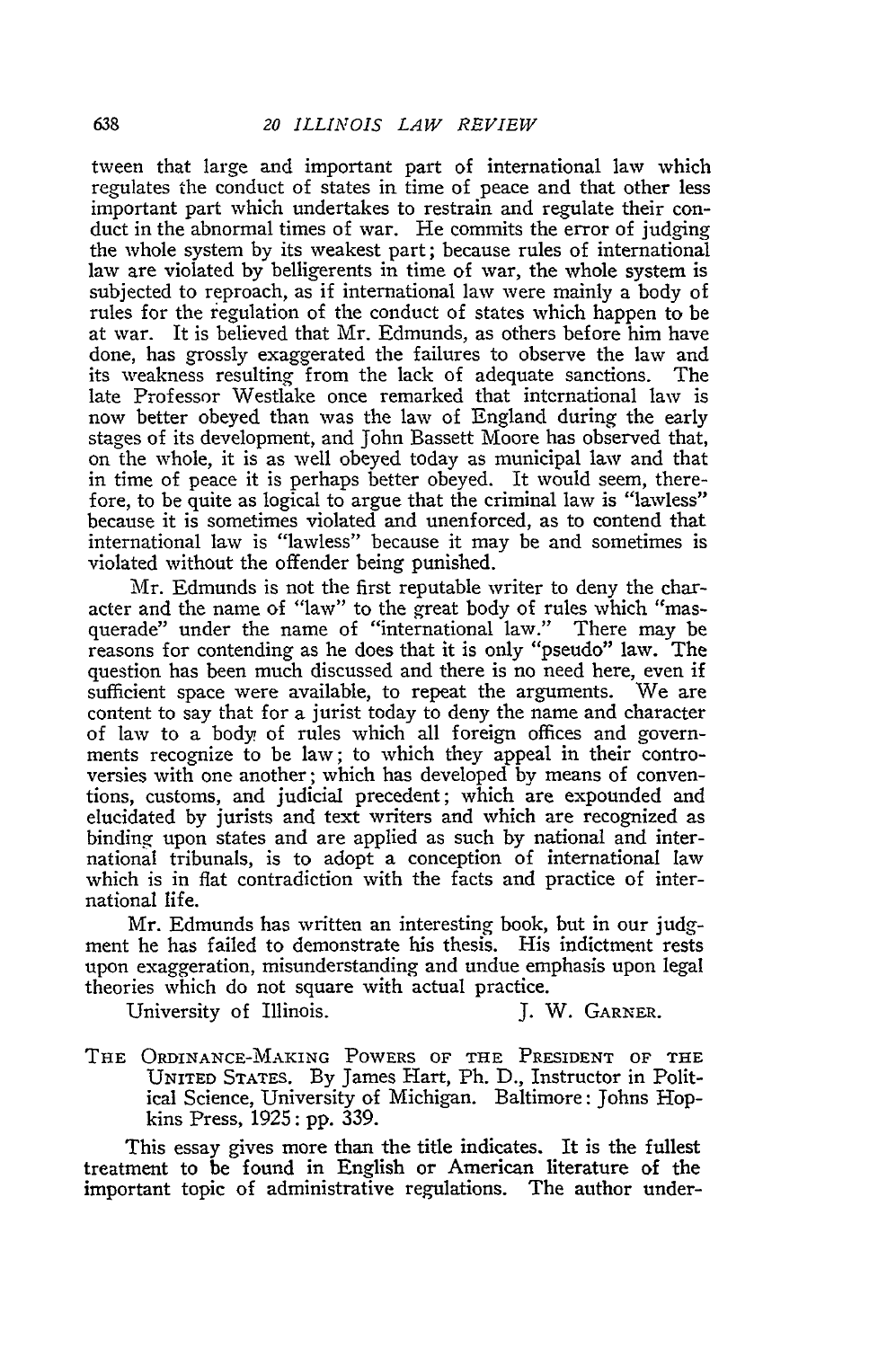tween that large and important part of international law which regulates the conduct of states in time of peace and that other less important part which undertakes to restrain and regulate their conduct in the abnormal times of war. He commits the error of judging the whole system by its weakest part; because rules of international law are violated by belligerents in time of war, the whole system is subjected to reproach, as if international law were mainly a body of rules for the regulation of the conduct of states which happen to be at war. It is believed that Mr. Edmunds, as others before him have done, has grossly exaggerated the failures to observe the law and its weakness resulting from the lack of adequate sanctions. The late Professor Westlake once remarked that international law is now better obeyed than was the law of England during the early stages of its development, and John Bassett Moore has observed that, on the whole, it is as well obeyed today as municipal law and that in time of peace it is perhaps better obeyed. It would seem, therefore, to be quite as logical to argue that the criminal law is "lawless" because it is sometimes violated and unenforced, as to contend that international law is "lawless" because it may be and sometimes is violated without the offender being punished.

Mr. Edmunds is not the first reputable writer to deny the character and the name of "law" to the great body of rules which "masquerade" under the name of "international law." There may be reasons for contending as he does that it is only "pseudo" law. The question has been much discussed and there is no need here, even if sufficient space were available, to repeat the arguments. We are content to say that for a jurist today to deny the name and character of law to a body of rules which all foreign offices and governments recognize to be law; to which they appeal in their controversies with one another; which has developed by means of conventions, customs, and judicial precedent; which are expounded and elucidated by jurists and text writers and which are recognized as binding upon states and are applied as such by national and international tribunals, is to adopt a conception of international law which is in flat contradiction with the facts and practice of international life.

Mr. Edmunds has written an interesting book, but in our judgment he has failed to demonstrate his thesis. His indictment rests upon exaggeration, misunderstanding and undue emphasis upon legal theories which do not square with actual practice.

University of Illinois. J. W. GARNER.

THE ORDINANCE-MAKING POWERS OF THE PRESIDENT OF THE UNITED STATES. By James Hart, Ph. D., Instructor in Political Science, University of Michigan. Baltimore: Johns Hopkins Press, 1925: pp. 339.

This essay gives more than the title indicates. It is the fullest treatment to be found in English or American literature of the important topic of administrative regulations. The author under-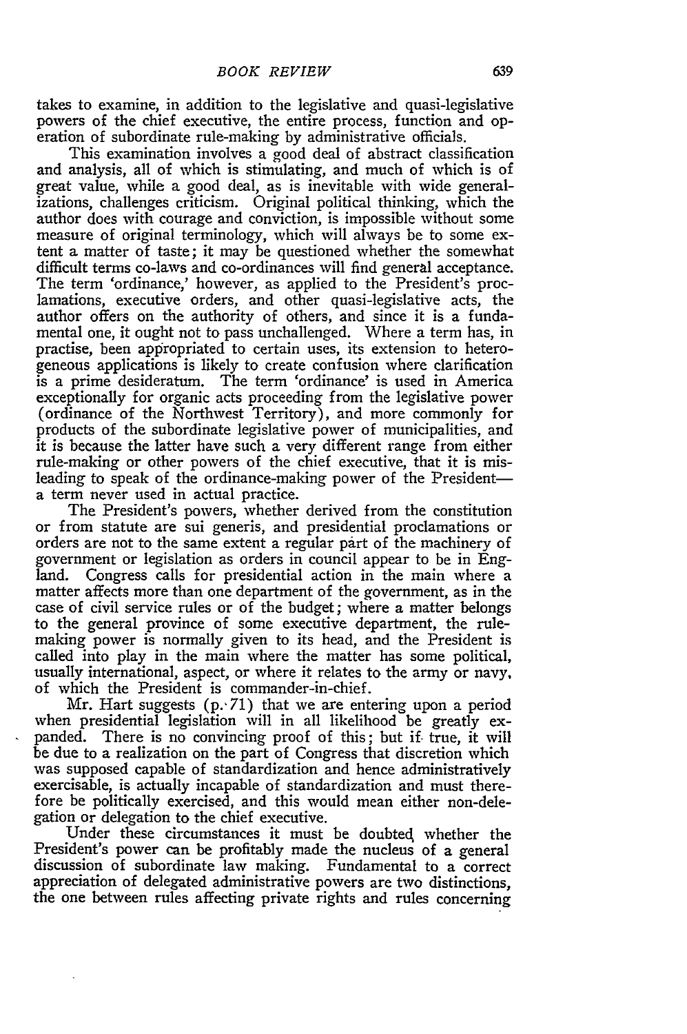takes to examine, in addition to the legislative and quasi-legislative powers of the chief executive, the entire process, function and operation of subordinate rule-making by administrative officials.

This examination involves a good deal of abstract classification and analysis, all of which is stimulating, and much of which is of great value, while a good deal, as is inevitable with wide generalizations, challenges criticism. Original political thinking, which the author does with courage and conviction, is impossible without some measure of original terminology, which will always be to some extent a matter of taste; it may be questioned whether the somewhat difficult terms co-laws and co-ordinances will find general acceptance. The term 'ordinance,' however, as applied to the President's proclamations, executive orders, and other quasi-legislative acts, the author offers on the authority of others, and since it is a fundamental one, it ought not to pass unchallenged. Where a term has, in practise, been appropriated to certain uses, its extension to heterogeneous applications is likely to create confusion where clarification is a prime desideratum. The term 'ordinance' is used in America exceptionally for organic acts proceeding from the legislative power (ordinance of the Northwest Territory), and more commonly for products of the subordinate legislative power of municipalities, and it is because the latter have such a very different range from either rule-making or other powers of the chief executive, that it is misleading to speak of the ordinance-making power of the President—a term never used in actual practice.

The President's powers, whether derived from the constitution or from statute are sui generis, and presidential proclamations or orders are not to the same extent a regular part of the machinery of government or legislation as orders in council appear to be in England. Congress calls for presidential action in the main where a matter affects more than one department of the government, as in the case of civil service rules or of the budget; where a matter belongs to the general province of some executive department, the rule-making power is normally given to its head, and the President is called into play in the main where the matter has some political, usually international, aspect, or where it relates to the army or navy, of which the President is commander-in-chief.

Mr. Hart suggests (p. 71) that we are entering upon a period when presidential legislation will in all likelihood be greatly expanded. There is no convincing proof of this; but if true, it will be due to a realization on the part of Congress that discretion which was supposed capable of standardization and hence administratively exercisable, is actually incapable of standardization and must therefore be politically exercised, and this would mean either non-delegation or delegation to the chief executive.

Under these circumstances it must be doubted whether the President's power can be profitably made the nucleus of a general discussion of subordinate law making. Fundamental to a correct appreciation of delegated administrative powers are two distinctions, the one between rules affecting private rights and rules concerning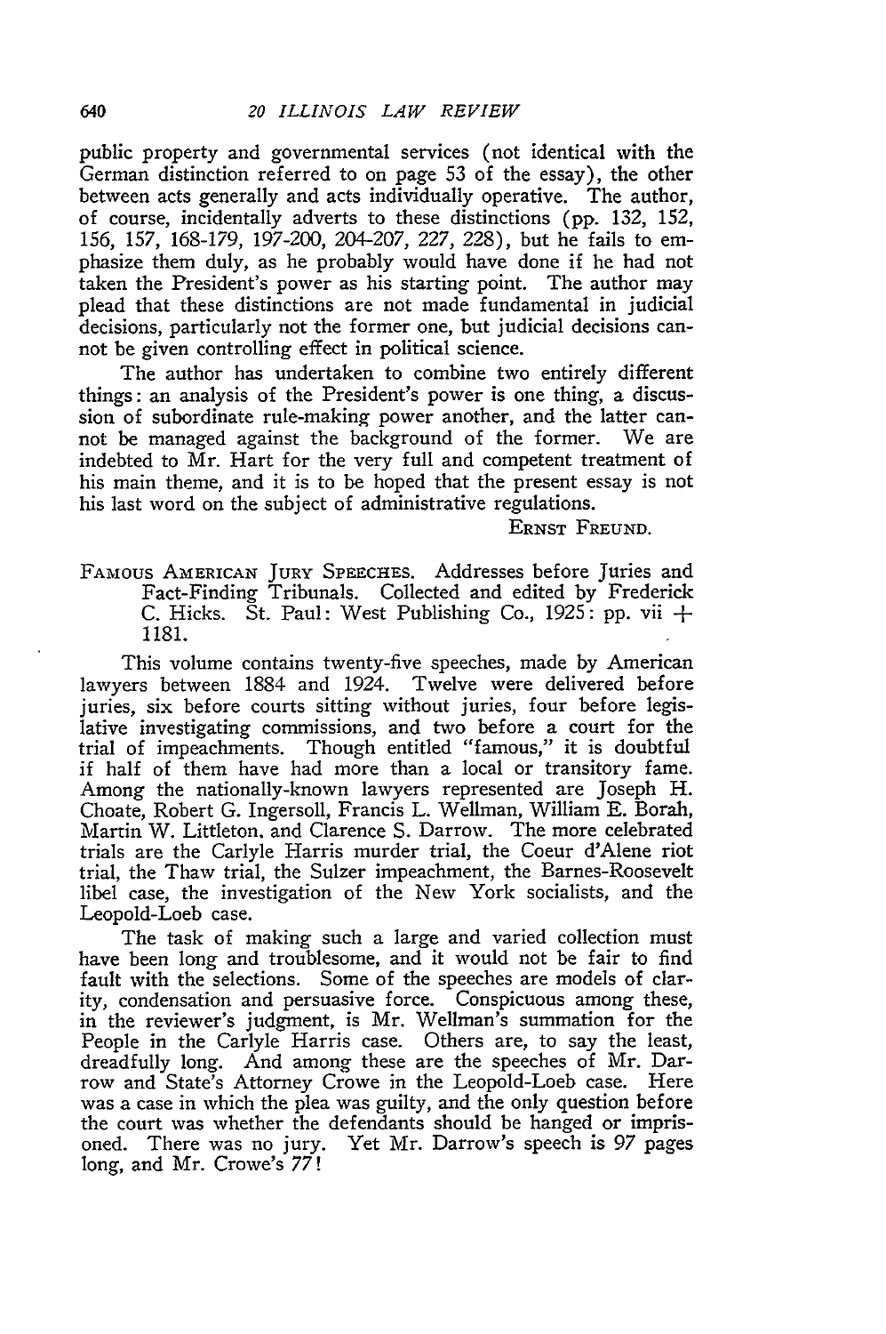public property and governmental services (not identical with the German distinction referred to on page 53 of the essay), the other between acts generally and acts individually operative. The author, of course, incidentally adverts to these distinctions (pp. 132, 152, 156, 157, 168-179, 197-200, 204-207, 227, 228), but he fails to emphasize them duly, as he probably would have done if he had not taken the President's power as his starting point. The author may plead that these distinctions are not made fundamental in judicial decisions, particularly not the former one, but judicial decisions cannot be given controlling effect in political science.

The author has undertaken to combine two entirely different things: an analysis of the President's power is one thing, a discussion of subordinate rule-making power another, and the latter cannot be managed against the background of the former. We are indebted to Mr. Hart for the very full and competent treatment of his main theme, and it is to be hoped that the present essay is not his last word on the subject of administrative regulations.

ERNST FREUND.

FAMOUS AMERICAN JURY SPEECHES. Addresses before Juries and Fact-Finding Tribunals. Collected and edited by Frederick C. Hicks. St. Paul: West Publishing Co., 1925: pp. vii + 1181.

This volume contains twenty-five speeches, made by American lawyers between 1884 and 1924. Twelve were delivered before juries, six before courts sitting without juries, four before legislative investigating commissions, and two before a court for the trial of impeachments. Though entitled "famous," it is doubtful if half of them have had more than a local or transitory fame. Among the nationally-known lawyers represented are Joseph H. Choate, Robert G. Ingersoll, Francis L. Wellman, William E. Borah, Martin W. Littleton, and Clarence S. Darrow. The more celebrated trials are the Carlyle Harris murder trial, the Coeur d'Alene riot trial, the Thaw trial, the Sulzer impeachment, the Barnes-Roosevelt libel case, the investigation of the New York socialists, and the Leopold-Loeb case.

The task of making such a large and varied collection must have been long and troublesome, and it would not be fair to find fault with the selections. Some of the speeches are models of clarity, condensation and persuasive force. Conspicuous among these, in the reviewer's judgment, is Mr. Wellman's summation for the People in the Carlyle Harris case. Others are, to say the least, dreadfully long. And among these are the speeches of Mr. Darrow and State's Attorney Crowe in the Leopold-Loeb case. Here was a case in which the plea was guilty, and the only question before the court was whether the defendants should be hanged or imprisoned. There was no jury. Yet Mr. Darrow's speech is 97 pages long, and Mr. Crowe's 77!